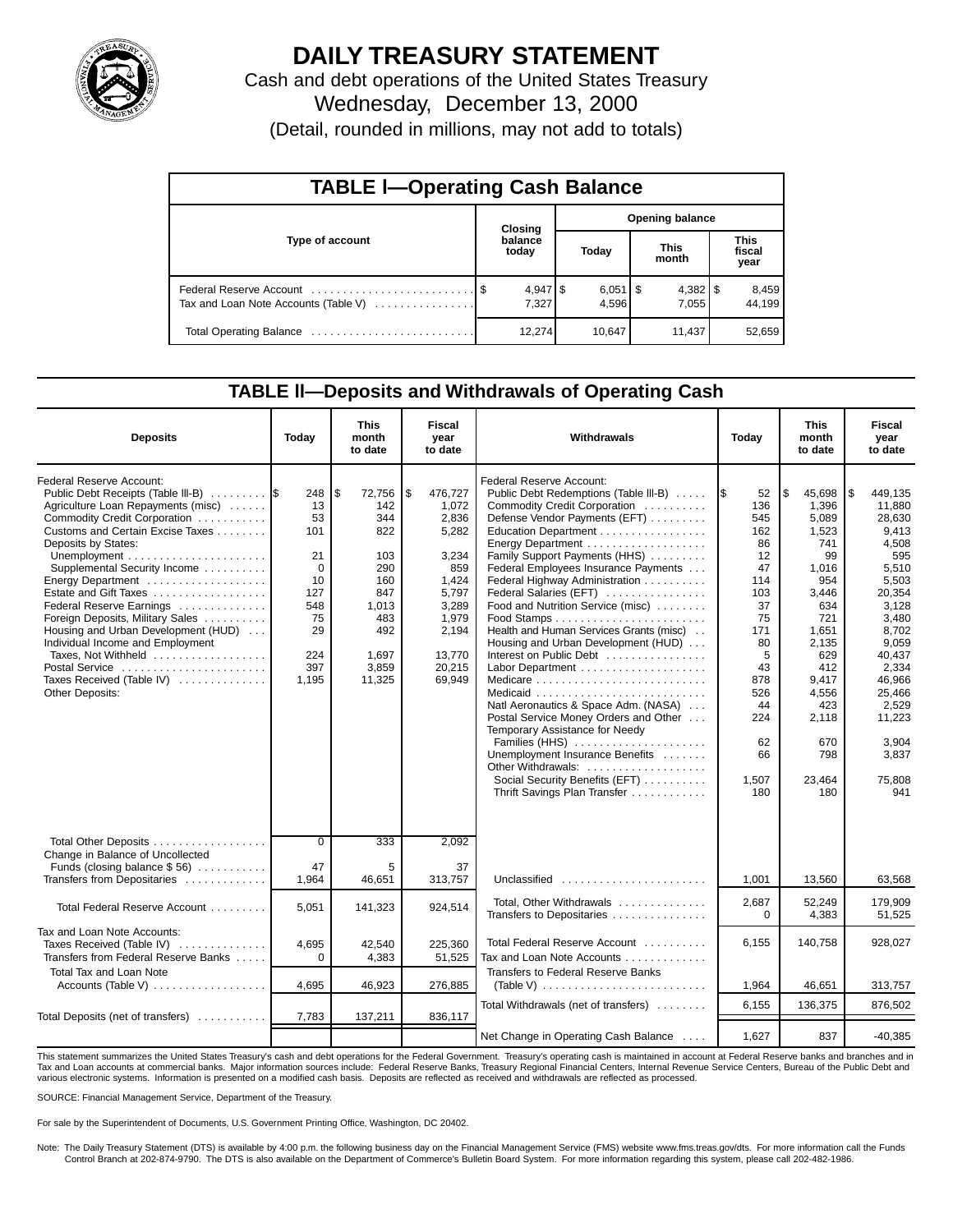# DAILY TREASURY STATEMENT

Cash and debt operations of the United States Treasury

Wednesday, December 13, 2000

(Detail, rounded in millions, may not add to totals)

## TABLE I—Operating Cash Balance

| Type of account | Closing balance today | Opening balance Today | Opening balance This month | Opening balance This fiscal year |
|---|---|---|---|---|
| Federal Reserve Account | $ 4,947 | $ 6,051 | $ 4,382 | $ 8,459 |
| Tax and Loan Note Accounts (Table V) | 7,327 | 4,596 | 7,055 | 44,199 |
| Total Operating Balance | 12,274 | 10,647 | 11,437 | 52,659 |

## TABLE II—Deposits and Withdrawals of Operating Cash

| Deposits | Today | This month to date | Fiscal year to date |
|---|---|---|---|
| Federal Reserve Account: | | | |
| Public Debt Receipts (Table III-B) | $ 248 | $ 72,756 | $ 476,727 |
| Agriculture Loan Repayments (misc) | 13 | 142 | 1,072 |
| Commodity Credit Corporation | 53 | 344 | 2,836 |
| Customs and Certain Excise Taxes | 101 | 822 | 5,282 |
| Deposits by States: | | | |
| Unemployment | 21 | 103 | 3,234 |
| Supplemental Security Income | 0 | 290 | 859 |
| Energy Department | 10 | 160 | 1,424 |
| Estate and Gift Taxes | 127 | 847 | 5,797 |
| Federal Reserve Earnings | 548 | 1,013 | 3,289 |
| Foreign Deposits, Military Sales | 75 | 483 | 1,979 |
| Housing and Urban Development (HUD) | 29 | 492 | 2,194 |
| Individual Income and Employment Taxes, Not Withheld | 224 | 1,697 | 13,770 |
| Postal Service | 397 | 3,859 | 20,215 |
| Taxes Received (Table IV) | 1,195 | 11,325 | 69,949 |
| Other Deposits: | | | |
| Total Other Deposits | 0 | 333 | 2,092 |
| Change in Balance of Uncollected Funds (closing balance $ 56) | 47 | 5 | 37 |
| Transfers from Depositaries | 1,964 | 46,651 | 313,757 |
| Total Federal Reserve Account | 5,051 | 141,323 | 924,514 |
| Tax and Loan Note Accounts: | | | |
| Taxes Received (Table IV) | 4,695 | 42,540 | 225,360 |
| Transfers from Federal Reserve Banks | 0 | 4,383 | 51,525 |
| Total Tax and Loan Note Accounts (Table V) | 4,695 | 46,923 | 276,885 |
| Total Deposits (net of transfers) | 7,783 | 137,211 | 836,117 |

| Withdrawals | Today | This month to date | Fiscal year to date |
|---|---|---|---|
| Federal Reserve Account: | | | |
| Public Debt Redemptions (Table III-B) | $ 52 | $ 45,698 | $ 449,135 |
| Commodity Credit Corporation | 136 | 1,396 | 11,880 |
| Defense Vendor Payments (EFT) | 545 | 5,089 | 28,630 |
| Education Department | 162 | 1,523 | 9,413 |
| Energy Department | 86 | 741 | 4,508 |
| Family Support Payments (HHS) | 12 | 99 | 595 |
| Federal Employees Insurance Payments | 47 | 1,016 | 5,510 |
| Federal Highway Administration | 114 | 954 | 5,503 |
| Federal Salaries (EFT) | 103 | 3,446 | 20,354 |
| Food and Nutrition Service (misc) | 37 | 634 | 3,128 |
| Food Stamps | 75 | 721 | 3,480 |
| Health and Human Services Grants (misc) | 171 | 1,651 | 8,702 |
| Housing and Urban Development (HUD) | 80 | 2,135 | 9,059 |
| Interest on Public Debt | 5 | 629 | 40,437 |
| Labor Department | 43 | 412 | 2,334 |
| Medicare | 878 | 9,417 | 46,966 |
| Medicaid | 526 | 4,556 | 25,466 |
| Natl Aeronautics & Space Adm. (NASA) | 44 | 423 | 2,529 |
| Postal Service Money Orders and Other | 224 | 2,118 | 11,223 |
| Temporary Assistance for Needy Families (HHS) | 62 | 670 | 3,904 |
| Unemployment Insurance Benefits | 66 | 798 | 3,837 |
| Other Withdrawals: | | | |
| Social Security Benefits (EFT) | 1,507 | 23,464 | 75,808 |
| Thrift Savings Plan Transfer | 180 | 180 | 941 |
| Unclassified | 1,001 | 13,560 | 63,568 |
| Total, Other Withdrawals | 2,687 | 52,249 | 179,909 |
| Transfers to Depositaries | 0 | 4,383 | 51,525 |
| Total Federal Reserve Account | 6,155 | 140,758 | 928,027 |
| Tax and Loan Note Accounts | | | |
| Transfers to Federal Reserve Banks (Table V) | 1,964 | 46,651 | 313,757 |
| Total Withdrawals (net of transfers) | 6,155 | 136,375 | 876,502 |
| Net Change in Operating Cash Balance | 1,627 | 837 | -40,385 |

This statement summarizes the United States Treasury's cash and debt operations for the Federal Government. Treasury's operating cash is maintained in account at Federal Reserve banks and branches and in Tax and Loan accounts at commercial banks. Major information sources include: Federal Reserve Banks, Treasury Regional Financial Centers, Internal Revenue Service Centers, Bureau of the Public Debt and various electronic systems. Information is presented on a modified cash basis. Deposits are reflected as received and withdrawals are reflected as processed.

SOURCE: Financial Management Service, Department of the Treasury.

For sale by the Superintendent of Documents, U.S. Government Printing Office, Washington, DC 20402.

Note: The Daily Treasury Statement (DTS) is available by 4:00 p.m. the following business day on the Financial Management Service (FMS) website www.fms.treas.gov/dts. For more information call the Funds Control Branch at 202-874-9790. The DTS is also available on the Department of Commerce's Bulletin Board System. For more information regarding this system, please call 202-482-1986.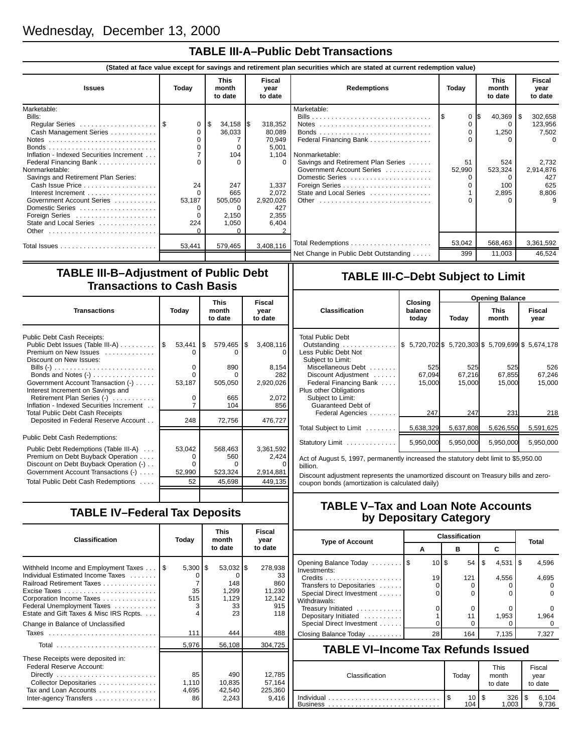Wednesday, December 13, 2000

## TABLE III-A–Public Debt Transactions

(Stated at face value except for savings and retirement plan securities which are stated at current redemption value)

| Issues | Today | This month to date | Fiscal year to date |
|---|---|---|---|
| Marketable: | | | |
| Bills: | | | |
| Regular Series | $ 0 | $ 34,158 | $ 318,352 |
| Cash Management Series | 0 | 36,033 | 80,089 |
| Notes | 0 | 7 | 70,949 |
| Bonds | 0 | 0 | 5,001 |
| Inflation - Indexed Securities Increment | 7 | 104 | 1,104 |
| Federal Financing Bank | 0 | 0 | 0 |
| Nonmarketable: | | | |
| Savings and Retirement Plan Series: | | | |
| Cash Issue Price | 24 | 247 | 1,337 |
| Interest Increment | 0 | 665 | 2,072 |
| Government Account Series | 53,187 | 505,050 | 2,920,026 |
| Domestic Series | 0 | 0 | 427 |
| Foreign Series | 0 | 2,150 | 2,355 |
| State and Local Series | 224 | 1,050 | 6,404 |
| Other | 0 | 0 | 2 |
| Total Issues | 53,441 | 579,465 | 3,408,116 |

| Redemptions | Today | This month to date | Fiscal year to date |
|---|---|---|---|
| Marketable: | | | |
| Bills | $ 0 | $ 40,369 | $ 302,658 |
| Notes | 0 | 0 | 123,956 |
| Bonds | 0 | 1,250 | 7,502 |
| Federal Financing Bank | 0 | 0 | 0 |
| Nonmarketable: | | | |
| Savings and Retirement Plan Series | 51 | 524 | 2,732 |
| Government Account Series | 52,990 | 523,324 | 2,914,876 |
| Domestic Series | 0 | 0 | 427 |
| Foreign Series | 0 | 100 | 625 |
| State and Local Series | 1 | 2,895 | 8,806 |
| Other | 0 | 0 | 9 |
| Total Redemptions | 53,042 | 568,463 | 3,361,592 |
| Net Change in Public Debt Outstanding | 399 | 11,003 | 46,524 |

## TABLE III-B–Adjustment of Public Debt Transactions to Cash Basis

| Transactions | Today | This month to date | Fiscal year to date |
|---|---|---|---|
| Public Debt Cash Receipts: | | | |
| Public Debt Issues (Table III-A) | $ 53,441 | $ 579,465 | $ 3,408,116 |
| Premium on New Issues | 0 | 0 | 0 |
| Discount on New Issues: | | | |
| Bills (-) | 0 | 890 | 8,154 |
| Bonds and Notes (-) | 0 | 0 | 282 |
| Government Account Transaction (-) | 53,187 | 505,050 | 2,920,026 |
| Interest Increment on Savings and Retirement Plan Series (-) | 0 | 665 | 2,072 |
| Inflation - Indexed Securities Increment | 7 | 104 | 856 |
| Total Public Debt Cash Receipts Deposited in Federal Reserve Account | 248 | 72,756 | 476,727 |
| Public Debt Cash Redemptions: | | | |
| Public Debt Redemptions (Table III-A) | 53,042 | 568,463 | 3,361,592 |
| Premium on Debt Buyback Operation | 0 | 560 | 2,424 |
| Discount on Debt Buyback Operation (-) | 0 | 0 | 0 |
| Government Account Transactions (-) | 52,990 | 523,324 | 2,914,881 |
| Total Public Debt Cash Redemptions | 52 | 45,698 | 449,135 |

## TABLE III-C–Debt Subject to Limit

| Classification | Closing balance today | Opening Balance | | |
|---|---|---|---|---|
| | | Today | This month | Fiscal year |
| Total Public Debt Outstanding | $ 5,720,702 | $ 5,720,303 | $ 5,709,699 | $ 5,674,178 |
| Less Public Debt Not Subject to Limit: | | | | |
| Miscellaneous Debt | 525 | 525 | 525 | 526 |
| Discount Adjustment | 67,094 | 67,216 | 67,855 | 67,246 |
| Federal Financing Bank | 15,000 | 15,000 | 15,000 | 15,000 |
| Plus other Obligations Subject to Limit: | | | | |
| Guaranteed Debt of Federal Agencies | 247 | 247 | 231 | 218 |
| Total Subject to Limit | 5,638,329 | 5,637,808 | 5,626,550 | 5,591,625 |
| Statutory Limit | 5,950,000 | 5,950,000 | 5,950,000 | 5,950,000 |

Act of August 5, 1997, permanently increased the statutory debt limit to $5,950.00 billion.

Discount adjustment represents the unamortized discount on Treasury bills and zero-coupon bonds (amortization is calculated daily)

## TABLE IV–Federal Tax Deposits

| Classification | Today | This month to date | Fiscal year to date |
|---|---|---|---|
| Withheld Income and Employment Taxes | $ 5,300 | $ 53,032 | $ 278,938 |
| Individual Estimated Income Taxes | 0 | 0 | 33 |
| Railroad Retirement Taxes | 7 | 148 | 860 |
| Excise Taxes | 35 | 1,299 | 11,230 |
| Corporation Income Taxes | 515 | 1,129 | 12,142 |
| Federal Unemployment Taxes | 3 | 33 | 915 |
| Estate and Gift Taxes & Misc IRS Rcpts. | 4 | 23 | 118 |
| Change in Balance of Unclassified Taxes | 111 | 444 | 488 |
| Total | 5,976 | 56,108 | 304,725 |
| These Receipts were deposited in: | | | |
| Federal Reserve Account: | | | |
| Directly | 85 | 490 | 12,785 |
| Collector Depositaries | 1,110 | 10,835 | 57,164 |
| Tax and Loan Accounts | 4,695 | 42,540 | 225,360 |
| Inter-agency Transfers | 86 | 2,243 | 9,416 |

## TABLE V–Tax and Loan Note Accounts by Depositary Category

| Type of Account | Classification | | | Total |
|---|---|---|---|---|
| | A | B | C | |
| Opening Balance Today | $ 10 | $ 54 | $ 4,531 | $ 4,596 |
| Investments: | | | | |
| Credits | 19 | 121 | 4,556 | 4,695 |
| Transfers to Depositaries | 0 | 0 | 0 | 0 |
| Special Direct Investment | 0 | 0 | 0 | 0 |
| Withdrawals: | | | | |
| Treasury Initiated | 0 | 0 | 0 | 0 |
| Depositary Initiated | 1 | 11 | 1,953 | 1,964 |
| Special Direct Investment | 0 | 0 | 0 | 0 |
| Closing Balance Today | 28 | 164 | 7,135 | 7,327 |

## TABLE VI–Income Tax Refunds Issued

| Classification | Today | This month to date | Fiscal year to date |
|---|---|---|---|
| Individual | $ 10 | $ 326 | $ 6,104 |
| Business | 104 | 1,003 | 9,736 |